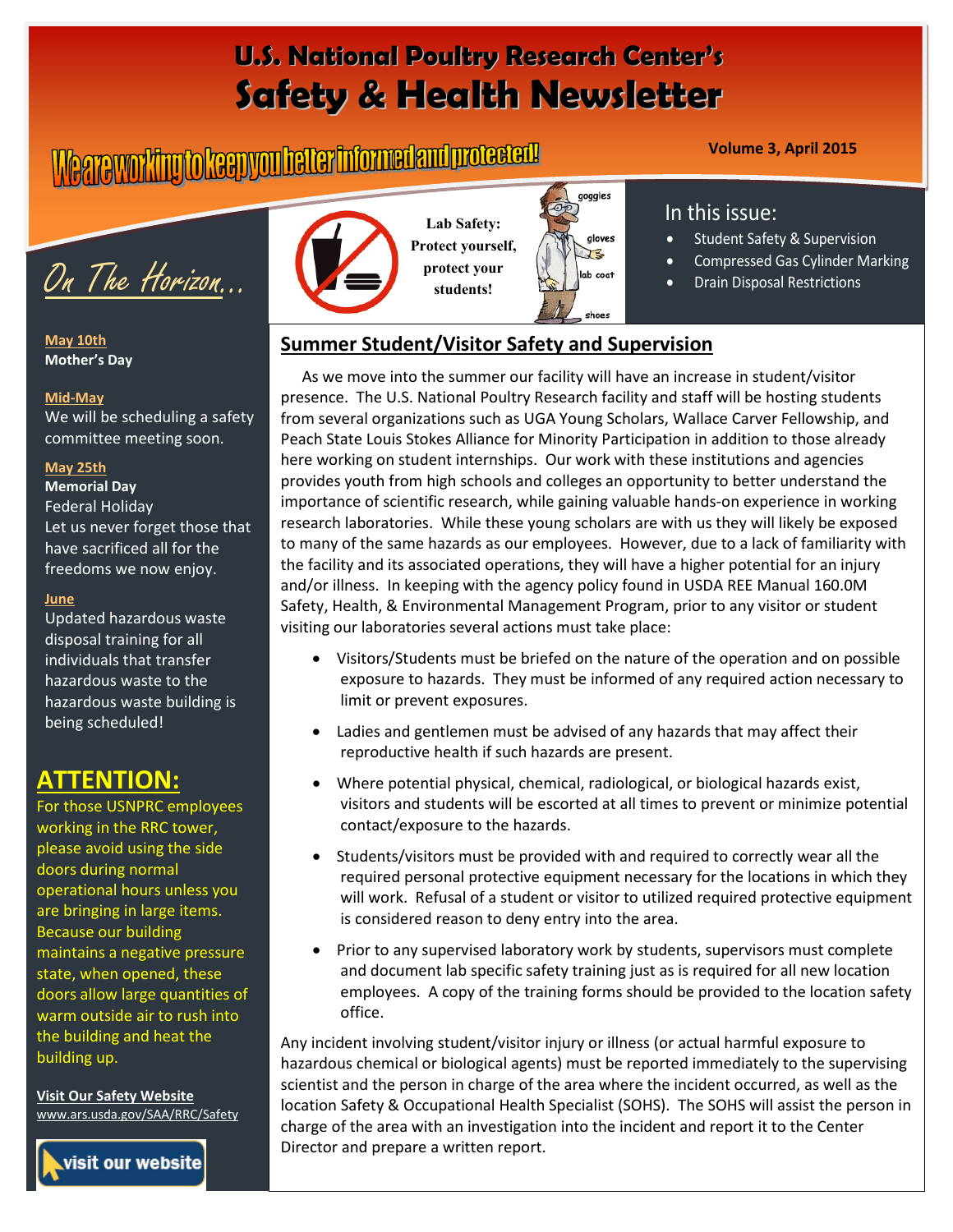# U.S. National Poultry Research Center's Safety & Health Newsletter

**We are working to keep you better informed and protected!**

**Volume 3, April 2015**

**Lab Safety: Protect yourself, protect your students!**

goggles

gloves

lab coat

shoes

## In this issue:

- Student Safety & Supervision
- Compressed Gas Cylinder Marking
- Drain Disposal Restrictions

## On The Horizon...

**May 10th**
**Mother's Day**

**Mid-May**
We will be scheduling a safety committee meeting soon.

**May 25th**
**Memorial Day**
Federal Holiday
Let us never forget those that have sacrificed all for the freedoms we now enjoy.

**June**
Updated hazardous waste disposal training for all individuals that transfer hazardous waste to the hazardous waste building is being scheduled!

## ATTENTION:

For those USNPRC employees working in the RRC tower, please avoid using the side doors during normal operational hours unless you are bringing in large items. Because our building maintains a negative pressure state, when opened, these doors allow large quantities of warm outside air to rush into the building and heat the building up.

**Visit Our Safety Website**
www.ars.usda.gov/SAA/RRC/Safety

visit our website

## Summer Student/Visitor Safety and Supervision

As we move into the summer our facility will have an increase in student/visitor presence. The U.S. National Poultry Research facility and staff will be hosting students from several organizations such as UGA Young Scholars, Wallace Carver Fellowship, and Peach State Louis Stokes Alliance for Minority Participation in addition to those already here working on student internships. Our work with these institutions and agencies provides youth from high schools and colleges an opportunity to better understand the importance of scientific research, while gaining valuable hands-on experience in working research laboratories. While these young scholars are with us they will likely be exposed to many of the same hazards as our employees. However, due to a lack of familiarity with the facility and its associated operations, they will have a higher potential for an injury and/or illness. In keeping with the agency policy found in USDA REE Manual 160.0M Safety, Health, & Environmental Management Program, prior to any visitor or student visiting our laboratories several actions must take place:

- Visitors/Students must be briefed on the nature of the operation and on possible exposure to hazards. They must be informed of any required action necessary to limit or prevent exposures.
- Ladies and gentlemen must be advised of any hazards that may affect their reproductive health if such hazards are present.
- Where potential physical, chemical, radiological, or biological hazards exist, visitors and students will be escorted at all times to prevent or minimize potential contact/exposure to the hazards.
- Students/visitors must be provided with and required to correctly wear all the required personal protective equipment necessary for the locations in which they will work. Refusal of a student or visitor to utilized required protective equipment is considered reason to deny entry into the area.
- Prior to any supervised laboratory work by students, supervisors must complete and document lab specific safety training just as is required for all new location employees. A copy of the training forms should be provided to the location safety office.

Any incident involving student/visitor injury or illness (or actual harmful exposure to hazardous chemical or biological agents) must be reported immediately to the supervising scientist and the person in charge of the area where the incident occurred, as well as the location Safety & Occupational Health Specialist (SOHS). The SOHS will assist the person in charge of the area with an investigation into the incident and report it to the Center Director and prepare a written report.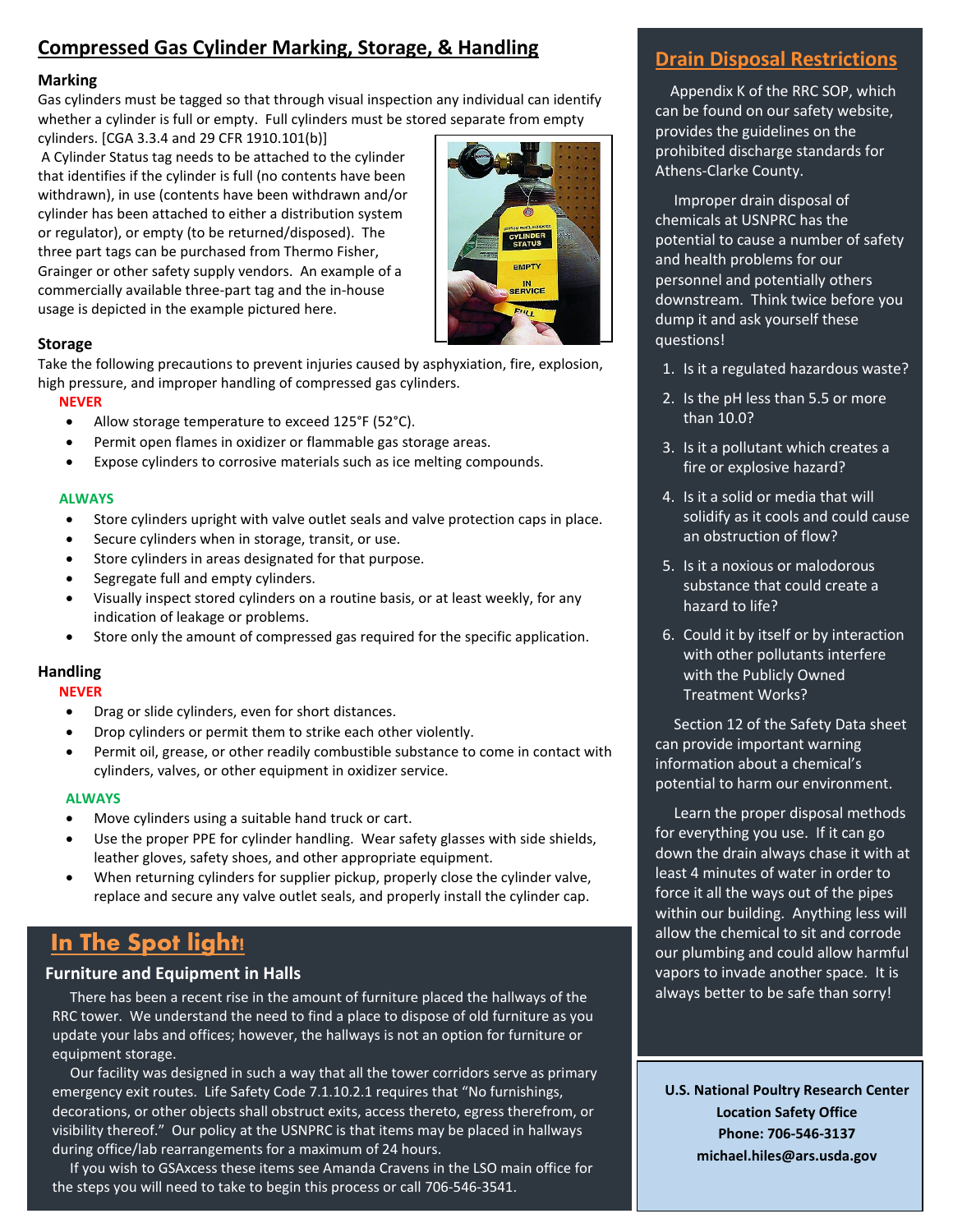## Compressed Gas Cylinder Marking, Storage, & Handling

### Marking

Gas cylinders must be tagged so that through visual inspection any individual can identify whether a cylinder is full or empty. Full cylinders must be stored separate from empty cylinders. [CGA 3.3.4 and 29 CFR 1910.101(b)]

A Cylinder Status tag needs to be attached to the cylinder that identifies if the cylinder is full (no contents have been withdrawn), in use (contents have been withdrawn and/or cylinder has been attached to either a distribution system or regulator), or empty (to be returned/disposed). The three part tags can be purchased from Thermo Fisher, Grainger or other safety supply vendors. An example of a commercially available three-part tag and the in-house usage is depicted in the example pictured here.

### Storage

Take the following precautions to prevent injuries caused by asphyxiation, fire, explosion, high pressure, and improper handling of compressed gas cylinders.

**NEVER**

- Allow storage temperature to exceed 125°F (52°C).
- Permit open flames in oxidizer or flammable gas storage areas.
- Expose cylinders to corrosive materials such as ice melting compounds.

**ALWAYS**

- Store cylinders upright with valve outlet seals and valve protection caps in place.
- Secure cylinders when in storage, transit, or use.
- Store cylinders in areas designated for that purpose.
- Segregate full and empty cylinders.
- Visually inspect stored cylinders on a routine basis, or at least weekly, for any indication of leakage or problems.
- Store only the amount of compressed gas required for the specific application.

### Handling

**NEVER**

- Drag or slide cylinders, even for short distances.
- Drop cylinders or permit them to strike each other violently.
- Permit oil, grease, or other readily combustible substance to come in contact with cylinders, valves, or other equipment in oxidizer service.

**ALWAYS**

- Move cylinders using a suitable hand truck or cart.
- Use the proper PPE for cylinder handling. Wear safety glasses with side shields, leather gloves, safety shoes, and other appropriate equipment.
- When returning cylinders for supplier pickup, properly close the cylinder valve, replace and secure any valve outlet seals, and properly install the cylinder cap.

## In The Spot light!

### Furniture and Equipment in Halls

There has been a recent rise in the amount of furniture placed the hallways of the RRC tower. We understand the need to find a place to dispose of old furniture as you update your labs and offices; however, the hallways is not an option for furniture or equipment storage.

Our facility was designed in such a way that all the tower corridors serve as primary emergency exit routes. Life Safety Code 7.1.10.2.1 requires that "No furnishings, decorations, or other objects shall obstruct exits, access thereto, egress therefrom, or visibility thereof." Our policy at the USNPRC is that items may be placed in hallways during office/lab rearrangements for a maximum of 24 hours.

If you wish to GSAxcess these items see Amanda Cravens in the LSO main office for the steps you will need to take to begin this process or call 706-546-3541.

## Drain Disposal Restrictions

Appendix K of the RRC SOP, which can be found on our safety website, provides the guidelines on the prohibited discharge standards for Athens-Clarke County.

Improper drain disposal of chemicals at USNPRC has the potential to cause a number of safety and health problems for our personnel and potentially others downstream. Think twice before you dump it and ask yourself these questions!

1. Is it a regulated hazardous waste?
2. Is the pH less than 5.5 or more than 10.0?
3. Is it a pollutant which creates a fire or explosive hazard?
4. Is it a solid or media that will solidify as it cools and could cause an obstruction of flow?
5. Is it a noxious or malodorous substance that could create a hazard to life?
6. Could it by itself or by interaction with other pollutants interfere with the Publicly Owned Treatment Works?

Section 12 of the Safety Data sheet can provide important warning information about a chemical's potential to harm our environment.

Learn the proper disposal methods for everything you use. If it can go down the drain always chase it with at least 4 minutes of water in order to force it all the ways out of the pipes within our building. Anything less will allow the chemical to sit and corrode our plumbing and could allow harmful vapors to invade another space. It is always better to be safe than sorry!

**U.S. National Poultry Research Center**
**Location Safety Office**
**Phone: 706-546-3137**
**michael.hiles@ars.usda.gov**